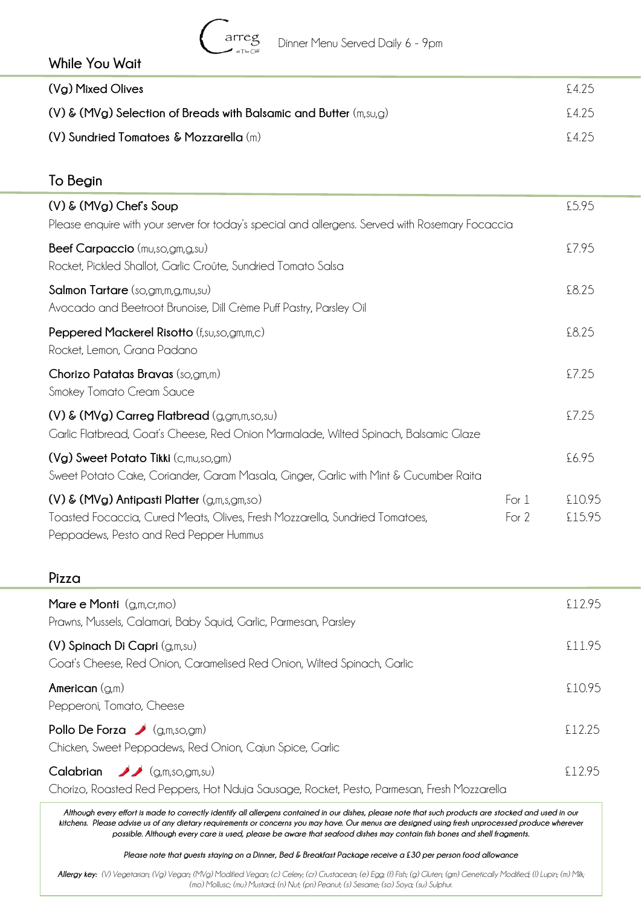Carreg at The Cliff

Dinner Menu Served Daily 6 - 9pm

## While You Wait

**(Vg) Mixed Olives** £4.25

**(V) & (MVg) Selection of Breads with Balsamic and Butter** (m,su,g) £4.25

**(V) Sundried Tomatoes & Mozzarella** (m) £4.25

## To Begin

**(V) & (MVg) Chef's Soup** £5.95
Please enquire with your server for today's special and allergens. Served with Rosemary Focaccia

**Beef Carpaccio** (mu,so,gm,g,su) £7.95
Rocket, Pickled Shallot, Garlic Croûte, Sundried Tomato Salsa

**Salmon Tartare** (so,gm,m,g,mu,su) £8.25
Avocado and Beetroot Brunoise, Dill Crème Puff Pastry, Parsley Oil

**Peppered Mackerel Risotto** (f,su,so,gm,m,c) £8.25
Rocket, Lemon, Grana Padano

**Chorizo Patatas Bravas** (so,gm,m) £7.25
Smokey Tomato Cream Sauce

**(V) & (MVg) Carreg Flatbread** (g,gm,m,so,su) £7.25
Garlic Flatbread, Goat's Cheese, Red Onion Marmalade, Wilted Spinach, Balsamic Glaze

**(Vg) Sweet Potato Tikki** (c,mu,so,gm) £6.95
Sweet Potato Cake, Coriander, Garam Masala, Ginger, Garlic with Mint & Cucumber Raita

**(V) & (MVg) Antipasti Platter** (g,m,s,gm,so) For 1 £10.95 / For 2 £15.95
Toasted Focaccia, Cured Meats, Olives, Fresh Mozzarella, Sundried Tomatoes, Peppadews, Pesto and Red Pepper Hummus

## Pizza

**Mare e Monti** (g,m,cr,mo) £12.95
Prawns, Mussels, Calamari, Baby Squid, Garlic, Parmesan, Parsley

**(V) Spinach Di Capri** (g,m,su) £11.95
Goat's Cheese, Red Onion, Caramelised Red Onion, Wilted Spinach, Garlic

**American** (g,m) £10.95
Pepperoni, Tomato, Cheese

**Pollo De Forza** 🌶 (g,m,so,gm) £12.25
Chicken, Sweet Peppadews, Red Onion, Cajun Spice, Garlic

**Calabrian** 🌶🌶 (g,m,so,gm,su) £12.95
Chorizo, Roasted Red Peppers, Hot Nduja Sausage, Rocket, Pesto, Parmesan, Fresh Mozzarella

***Although every effort is made to correctly identify all allergens contained in our dishes, please note that such products are stocked and used in our kitchens. Please advise us of any dietary requirements or concerns you may have. Our menus are designed using fresh unprocessed produce wherever possible. Although every care is used, please be aware that seafood dishes may contain fish bones and shell fragments.***

***Please note that guests staying on a Dinner, Bed & Breakfast Package receive a £30 per person food allowance***

***Allergy key:*** *(V) Vegetarian; (Vg) Vegan; (MVg) Modified Vegan; (c) Celery; (cr) Crustacean; (e) Egg; (f) Fish; (g) Gluten; (gm) Genetically Modified; (l) Lupin; (m) Milk; (mo) Mollusc; (mu) Mustard; (n) Nut; (pn) Peanut; (s) Sesame; (so) Soya; (su) Sulphur.*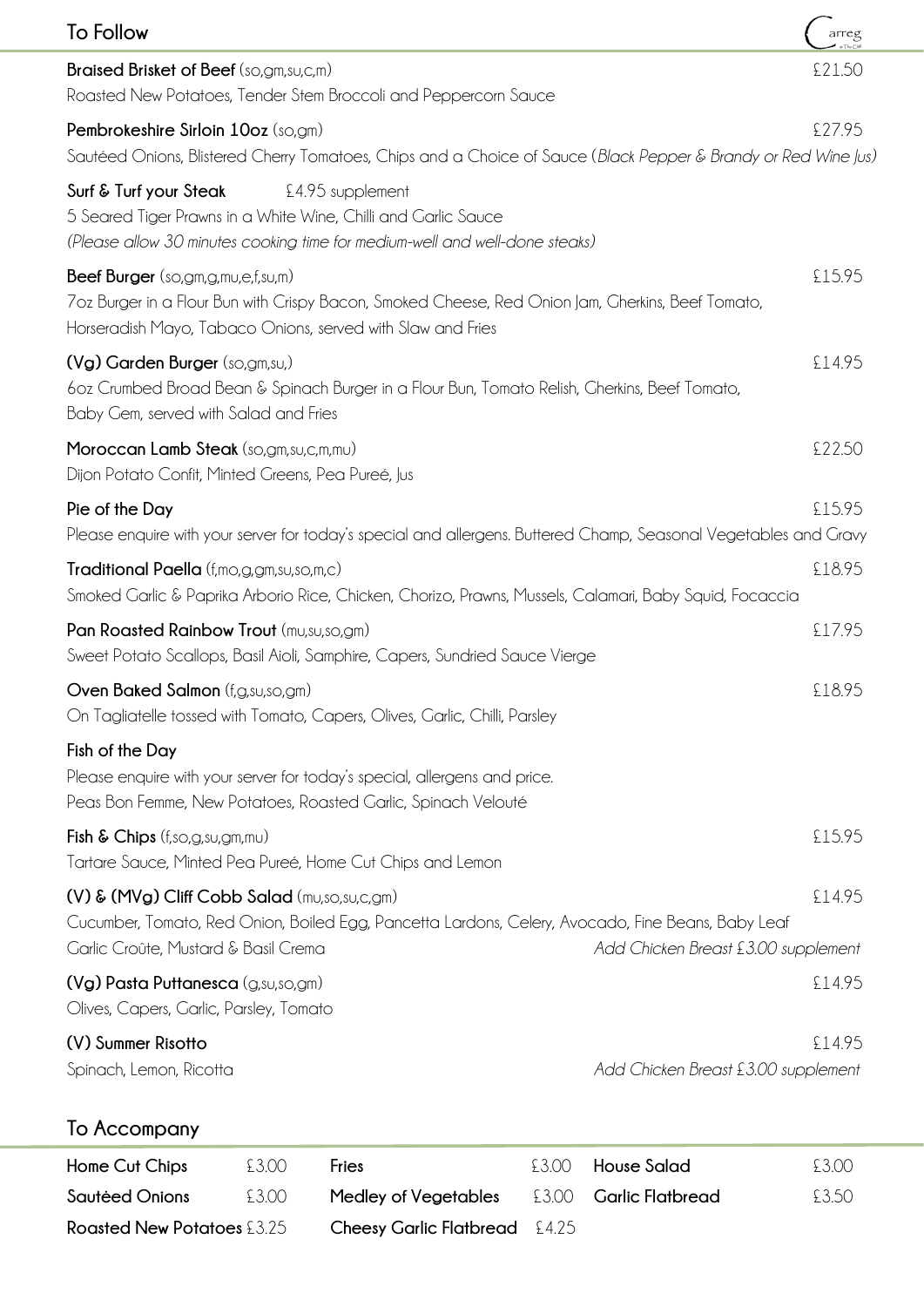## To Follow

**Braised Brisket of Beef** (so,gm,su,c,m) £21.50
Roasted New Potatoes, Tender Stem Broccoli and Peppercorn Sauce

**Pembrokeshire Sirloin 10oz** (so,gm) £27.95
Sautéed Onions, Blistered Cherry Tomatoes, Chips and a Choice of Sauce (*Black Pepper & Brandy or Red Wine Jus*)

**Surf & Turf your Steak** £4.95 supplement
5 Seared Tiger Prawns in a White Wine, Chilli and Garlic Sauce
*(Please allow 30 minutes cooking time for medium-well and well-done steaks)*

**Beef Burger** (so,gm,g,mu,e,f,su,m) £15.95
7oz Burger in a Flour Bun with Crispy Bacon, Smoked Cheese, Red Onion Jam, Gherkins, Beef Tomato, Horseradish Mayo, Tabaco Onions, served with Slaw and Fries

**(Vg) Garden Burger** (so,gm,su,) £14.95
6oz Crumbed Broad Bean & Spinach Burger in a Flour Bun, Tomato Relish, Gherkins, Beef Tomato, Baby Gem, served with Salad and Fries

**Moroccan Lamb Steak** (so,gm,su,c,m,mu) £22.50
Dijon Potato Confit, Minted Greens, Pea Pureé, Jus

**Pie of the Day** £15.95
Please enquire with your server for today's special and allergens. Buttered Champ, Seasonal Vegetables and Gravy

**Traditional Paella** (f,mo,g,gm,su,so,m,c) £18.95
Smoked Garlic & Paprika Arborio Rice, Chicken, Chorizo, Prawns, Mussels, Calamari, Baby Squid, Focaccia

**Pan Roasted Rainbow Trout** (mu,su,so,gm) £17.95
Sweet Potato Scallops, Basil Aioli, Samphire, Capers, Sundried Sauce Vierge

**Oven Baked Salmon** (f,g,su,so,gm) £18.95
On Tagliatelle tossed with Tomato, Capers, Olives, Garlic, Chilli, Parsley

**Fish of the Day**
Please enquire with your server for today's special, allergens and price.
Peas Bon Femme, New Potatoes, Roasted Garlic, Spinach Velouté

**Fish & Chips** (f,so,g,su,gm,mu) £15.95
Tartare Sauce, Minted Pea Pureé, Home Cut Chips and Lemon

**(V) & (MVg) Cliff Cobb Salad** (mu,so,su,c,gm) £14.95
Cucumber, Tomato, Red Onion, Boiled Egg, Pancetta Lardons, Celery, Avocado, Fine Beans, Baby Leaf Garlic Croûte, Mustard & Basil Crema
*Add Chicken Breast £3.00 supplement*

**(Vg) Pasta Puttanesca** (g,su,so,gm) £14.95
Olives, Capers, Garlic, Parsley, Tomato

**(V) Summer Risotto** £14.95
Spinach, Lemon, Ricotta
*Add Chicken Breast £3.00 supplement*

## To Accompany

| | | | | | |
|---|---|---|---|---|---|
| **Home Cut Chips** | £3.00 | **Fries** | £3.00 | **House Salad** | £3.00 |
| **Sautéed Onions** | £3.00 | **Medley of Vegetables** | £3.00 | **Garlic Flatbread** | £3.50 |
| **Roasted New Potatoes** | £3.25 | **Cheesy Garlic Flatbread** | £4.25 | | |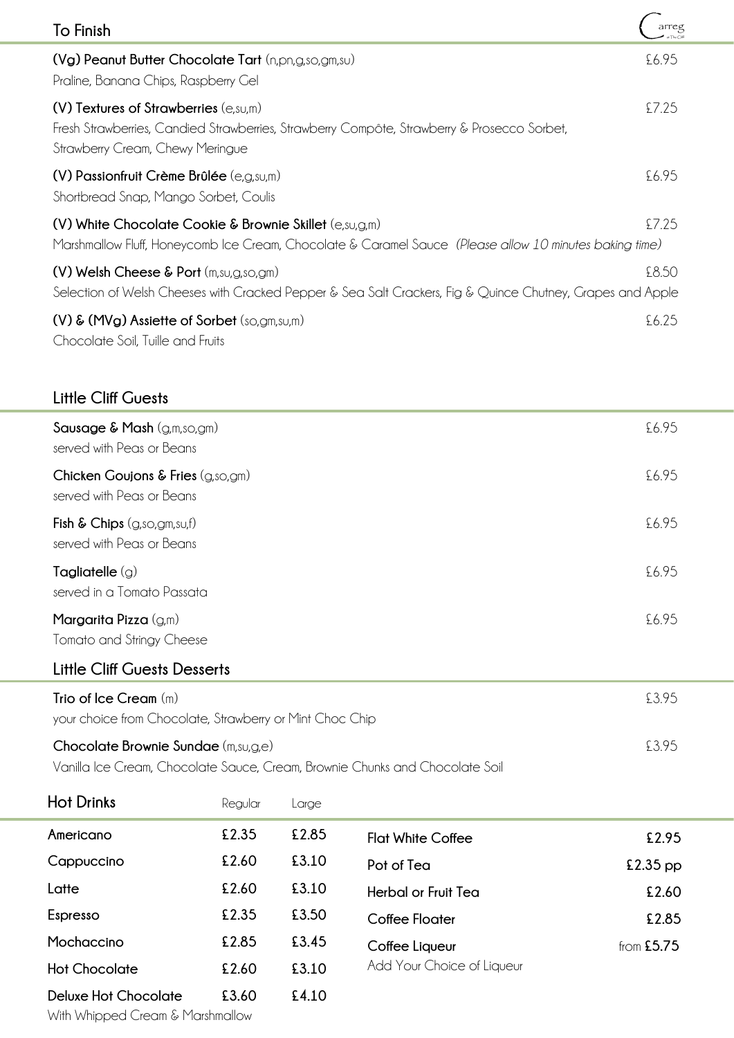## To Finish

**(Vg) Peanut Butter Chocolate Tart** (n,pn,g,so,gm,su) £6.95
Praline, Banana Chips, Raspberry Gel

**(V) Textures of Strawberries** (e,su,m) £7.25
Fresh Strawberries, Candied Strawberries, Strawberry Compôte, Strawberry & Prosecco Sorbet, Strawberry Cream, Chewy Meringue

**(V) Passionfruit Crème Brûlée** (e,g,su,m) £6.95
Shortbread Snap, Mango Sorbet, Coulis

**(V) White Chocolate Cookie & Brownie Skillet** (e,su,g,m) £7.25
Marshmallow Fluff, Honeycomb Ice Cream, Chocolate & Caramel Sauce *(Please allow 10 minutes baking time)*

**(V) Welsh Cheese & Port** (m,su,g,so,gm) £8.50
Selection of Welsh Cheeses with Cracked Pepper & Sea Salt Crackers, Fig & Quince Chutney, Grapes and Apple

**(V) & (MVg) Assiette of Sorbet** (so,gm,su,m) £6.25
Chocolate Soil, Tuille and Fruits

## Little Cliff Guests

**Sausage & Mash** (g,m,so,gm) £6.95
served with Peas or Beans

**Chicken Goujons & Fries** (g,so,gm) £6.95
served with Peas or Beans

**Fish & Chips** (g,so,gm,su,f) £6.95
served with Peas or Beans

**Tagliatelle** (g) £6.95
served in a Tomato Passata

**Margarita Pizza** (g,m) £6.95
Tomato and Stringy Cheese

## Little Cliff Guests Desserts

**Trio of Ice Cream** (m) £3.95
your choice from Chocolate, Strawberry or Mint Choc Chip

**Chocolate Brownie Sundae** (m,su,g,e) £3.95
Vanilla Ice Cream, Chocolate Sauce, Cream, Brownie Chunks and Chocolate Soil

## Hot Drinks

| Hot Drinks | Regular | Large |
|---|---|---|
| Americano | £2.35 | £2.85 |
| Cappuccino | £2.60 | £3.10 |
| Latte | £2.60 | £3.10 |
| Espresso | £2.35 | £3.50 |
| Mochaccino | £2.85 | £3.45 |
| Hot Chocolate | £2.60 | £3.10 |
| Deluxe Hot Chocolate<br>With Whipped Cream & Marshmallow | £3.60 | £4.10 |

| | |
|---|---|
| Flat White Coffee | £2.95 |
| Pot of Tea | £2.35 pp |
| Herbal or Fruit Tea | £2.60 |
| Coffee Floater | £2.85 |
| Coffee Liqueur<br>Add Your Choice of Liqueur | from £5.75 |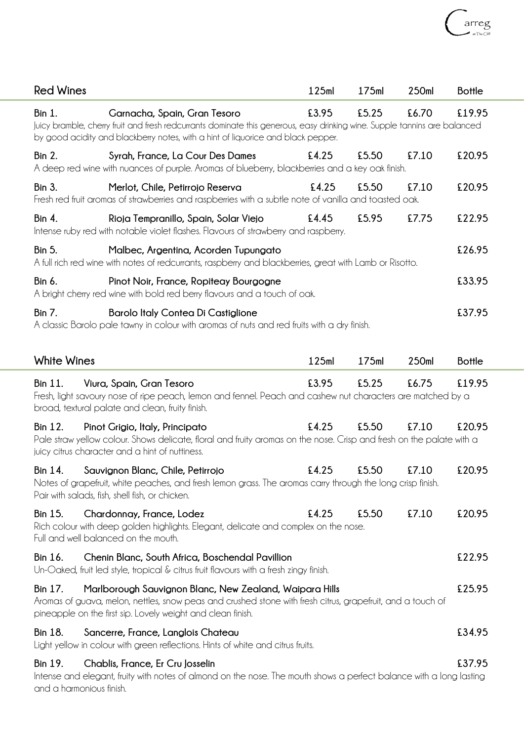## Red Wines

| | | 125ml | 175ml | 250ml | Bottle |
|---|---|---|---|---|---|
| **Bin 1.** | **Garnacha, Spain, Gran Tesoro** | £3.95 | £5.25 | £6.70 | £19.95 |

Juicy bramble, cherry fruit and fresh redcurrants dominate this generous, easy drinking wine. Supple tannins are balanced by good acidity and blackberry notes, with a hint of liquorice and black pepper.

| | | 125ml | 175ml | 250ml | Bottle |
|---|---|---|---|---|---|
| **Bin 2.** | **Syrah, France, La Cour Des Dames** | £4.25 | £5.50 | £7.10 | £20.95 |

A deep red wine with nuances of purple. Aromas of blueberry, blackberries and a key oak finish.

| | | 125ml | 175ml | 250ml | Bottle |
|---|---|---|---|---|---|
| **Bin 3.** | **Merlot, Chile, Petirrojo Reserva** | £4.25 | £5.50 | £7.10 | £20.95 |

Fresh red fruit aromas of strawberries and raspberries with a subtle note of vanilla and toasted oak.

| | | 125ml | 175ml | 250ml | Bottle |
|---|---|---|---|---|---|
| **Bin 4.** | **Rioja Tempranillo, Spain, Solar Viejo** | £4.45 | £5.95 | £7.75 | £22.95 |

Intense ruby red with notable violet flashes. Flavours of strawberry and raspberry.

**Bin 5.** **Malbec, Argentina, Acorden Tupungato** — £26.95

A full rich red wine with notes of redcurrants, raspberry and blackberries, great with Lamb or Risotto.

**Bin 6.** **Pinot Noir, France, Ropiteay Bourgogne** — £33.95

A bright cherry red wine with bold red berry flavours and a touch of oak.

**Bin 7.** **Barolo Italy Contea Di Castiglione** — £37.95

A classic Barolo pale tawny in colour with aromas of nuts and red fruits with a dry finish.

## White Wines

| | | 125ml | 175ml | 250ml | Bottle |
|---|---|---|---|---|---|
| **Bin 11.** | **Viura, Spain, Gran Tesoro** | £3.95 | £5.25 | £6.75 | £19.95 |

Fresh, light savoury nose of ripe peach, lemon and fennel. Peach and cashew nut characters are matched by a broad, textural palate and clean, fruity finish.

| | | 125ml | 175ml | 250ml | Bottle |
|---|---|---|---|---|---|
| **Bin 12.** | **Pinot Grigio, Italy, Principato** | £4.25 | £5.50 | £7.10 | £20.95 |

Pale straw yellow colour. Shows delicate, floral and fruity aromas on the nose. Crisp and fresh on the palate with a juicy citrus character and a hint of nuttiness.

| | | 125ml | 175ml | 250ml | Bottle |
|---|---|---|---|---|---|
| **Bin 14.** | **Sauvignon Blanc, Chile, Petirrojo** | £4.25 | £5.50 | £7.10 | £20.95 |

Notes of grapefruit, white peaches, and fresh lemon grass. The aromas carry through the long crisp finish. Pair with salads, fish, shell fish, or chicken.

| | | 125ml | 175ml | 250ml | Bottle |
|---|---|---|---|---|---|
| **Bin 15.** | **Chardonnay, France, Lodez** | £4.25 | £5.50 | £7.10 | £20.95 |

Rich colour with deep golden highlights. Elegant, delicate and complex on the nose. Full and well balanced on the mouth.

**Bin 16.** **Chenin Blanc, South Africa, Boschendal Pavillion** — £22.95

Un-Oaked, fruit led style, tropical & citrus fruit flavours with a fresh zingy finish.

**Bin 17.** **Marlborough Sauvignon Blanc, New Zealand, Waipara Hills** — £25.95

Aromas of guava, melon, nettles, snow peas and crushed stone with fresh citrus, grapefruit, and a touch of pineapple on the first sip. Lovely weight and clean finish.

**Bin 18.** **Sancerre, France, Langlois Chateau** — £34.95

Light yellow in colour with green reflections. Hints of white and citrus fruits.

**Bin 19.** **Chablis, France, Er Cru Josselin** — £37.95

Intense and elegant, fruity with notes of almond on the nose. The mouth shows a perfect balance with a long lasting and a harmonious finish.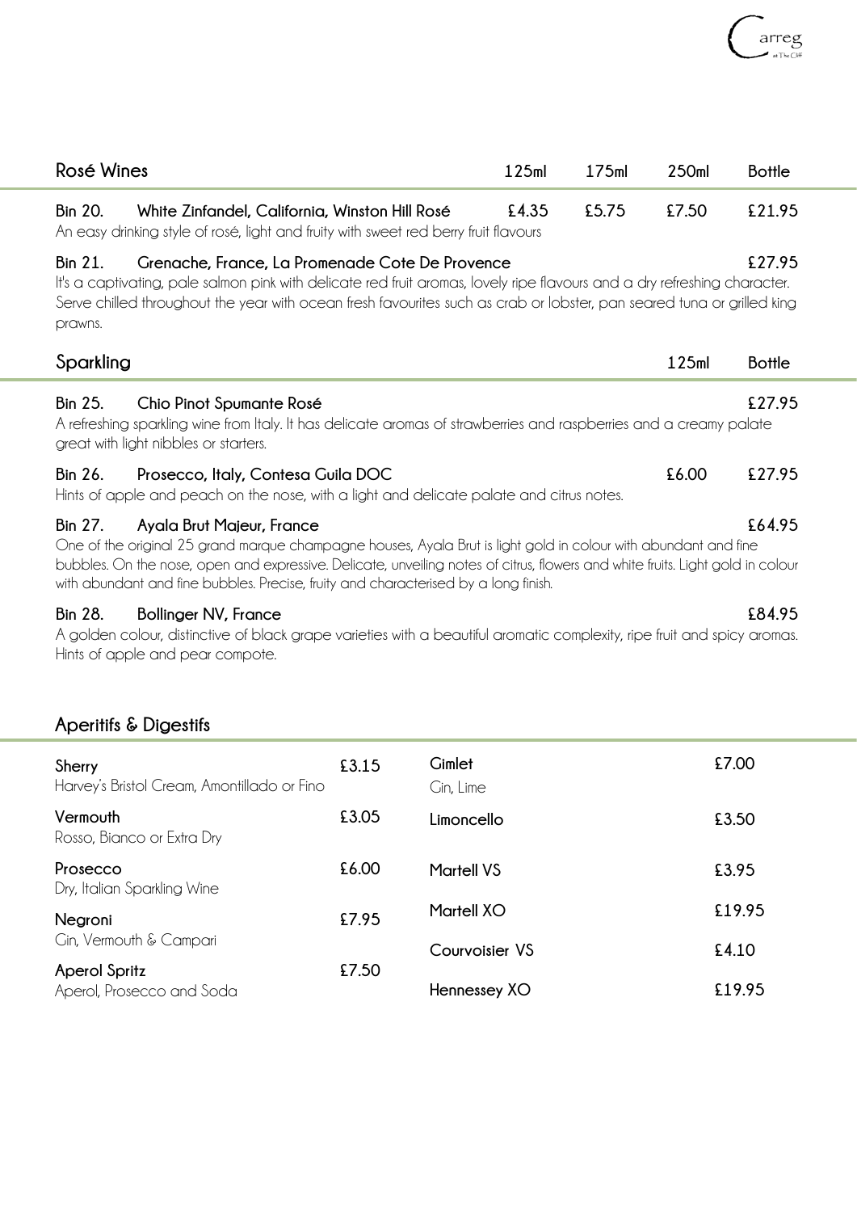## Rosé Wines

| | 125ml | 175ml | 250ml | Bottle |
|---|---|---|---|---|
| **Bin 20. White Zinfandel, California, Winston Hill Rosé**<br>An easy drinking style of rosé, light and fruity with sweet red berry fruit flavours | £4.35 | £5.75 | £7.50 | £21.95 |
| **Bin 21. Grenache, France, La Promenade Cote De Provence**<br>It's a captivating, pale salmon pink with delicate red fruit aromas, lovely ripe flavours and a dry refreshing character. Serve chilled throughout the year with ocean fresh favourites such as crab or lobster, pan seared tuna or grilled king prawns. | | | | £27.95 |

## Sparkling

| | 125ml | Bottle |
|---|---|---|
| **Bin 25. Chio Pinot Spumante Rosé**<br>A refreshing sparkling wine from Italy. It has delicate aromas of strawberries and raspberries and a creamy palate great with light nibbles or starters. | | £27.95 |
| **Bin 26. Prosecco, Italy, Contesa Guila DOC**<br>Hints of apple and peach on the nose, with a light and delicate palate and citrus notes. | £6.00 | £27.95 |
| **Bin 27. Ayala Brut Majeur, France**<br>One of the original 25 grand marque champagne houses, Ayala Brut is light gold in colour with abundant and fine bubbles. On the nose, open and expressive. Delicate, unveiling notes of citrus, flowers and white fruits. Light gold in colour with abundant and fine bubbles. Precise, fruity and characterised by a long finish. | | £64.95 |
| **Bin 28. Bollinger NV, France**<br>A golden colour, distinctive of black grape varieties with a beautiful aromatic complexity, ripe fruit and spicy aromas. Hints of apple and pear compote. | | £84.95 |

## Aperitifs & Digestifs

| | |
|---|---|
| **Sherry**<br>Harvey's Bristol Cream, Amontillado or Fino | £3.15 |
| **Vermouth**<br>Rosso, Bianco or Extra Dry | £3.05 |
| **Prosecco**<br>Dry, Italian Sparkling Wine | £6.00 |
| **Negroni**<br>Gin, Vermouth & Campari | £7.95 |
| **Aperol Spritz**<br>Aperol, Prosecco and Soda | £7.50 |
| **Gimlet**<br>Gin, Lime | £7.00 |
| **Limoncello** | £3.50 |
| **Martell VS** | £3.95 |
| **Martell XO** | £19.95 |
| **Courvoisier VS** | £4.10 |
| **Hennessey XO** | £19.95 |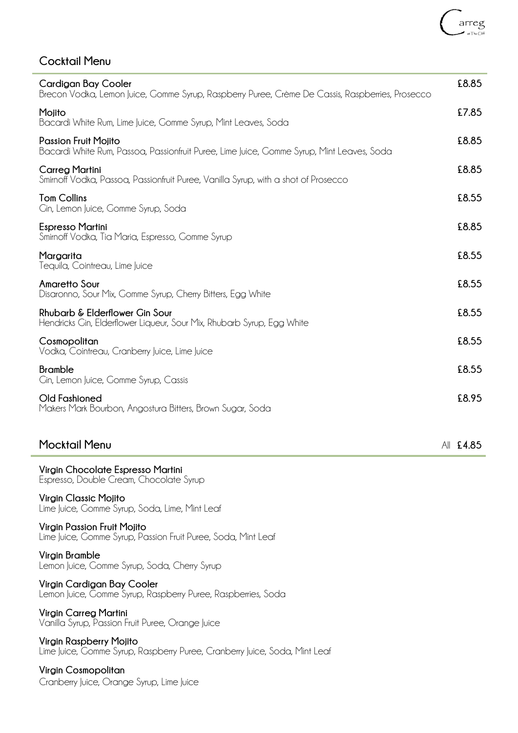## Cocktail Menu

**Cardigan Bay Cooler** — **£8.85**
Brecon Vodka, Lemon Juice, Gomme Syrup, Raspberry Puree, Crème De Cassis, Raspberries, Prosecco

**Mojito** — **£7.85**
Bacardi White Rum, Lime Juice, Gomme Syrup, Mint Leaves, Soda

**Passion Fruit Mojito** — **£8.85**
Bacardi White Rum, Passoa, Passionfruit Puree, Lime Juice, Gomme Syrup, Mint Leaves, Soda

**Carreg Martini** — **£8.85**
Smirnoff Vodka, Passoa, Passionfruit Puree, Vanilla Syrup, with a shot of Prosecco

**Tom Collins** — **£8.55**
Gin, Lemon Juice, Gomme Syrup, Soda

**Espresso Martini** — **£8.85**
Smirnoff Vodka, Tia Maria, Espresso, Gomme Syrup

**Margarita** — **£8.55**
Tequila, Cointreau, Lime Juice

**Amaretto Sour** — **£8.55**
Disaronno, Sour Mix, Gomme Syrup, Cherry Bitters, Egg White

**Rhubarb & Elderflower Gin Sour** — **£8.55**
Hendricks Gin, Elderflower Liqueur, Sour Mix, Rhubarb Syrup, Egg White

**Cosmopolitan** — **£8.55**
Vodka, Cointreau, Cranberry Juice, Lime Juice

**Bramble** — **£8.55**
Gin, Lemon Juice, Gomme Syrup, Cassis

**Old Fashioned** — **£8.95**
Makers Mark Bourbon, Angostura Bitters, Brown Sugar, Soda

## Mocktail Menu

All **£4.85**

**Virgin Chocolate Espresso Martini**
Espresso, Double Cream, Chocolate Syrup

**Virgin Classic Mojito**
Lime Juice, Gomme Syrup, Soda, Lime, Mint Leaf

**Virgin Passion Fruit Mojito**
Lime Juice, Gomme Syrup, Passion Fruit Puree, Soda, Mint Leaf

**Virgin Bramble**
Lemon Juice, Gomme Syrup, Soda, Cherry Syrup

**Virgin Cardigan Bay Cooler**
Lemon Juice, Gomme Syrup, Raspberry Puree, Raspberries, Soda

**Virgin Carreg Martini**
Vanilla Syrup, Passion Fruit Puree, Orange Juice

**Virgin Raspberry Mojito**
Lime Juice, Gomme Syrup, Raspberry Puree, Cranberry Juice, Soda, Mint Leaf

**Virgin Cosmopolitan**
Cranberry Juice, Orange Syrup, Lime Juice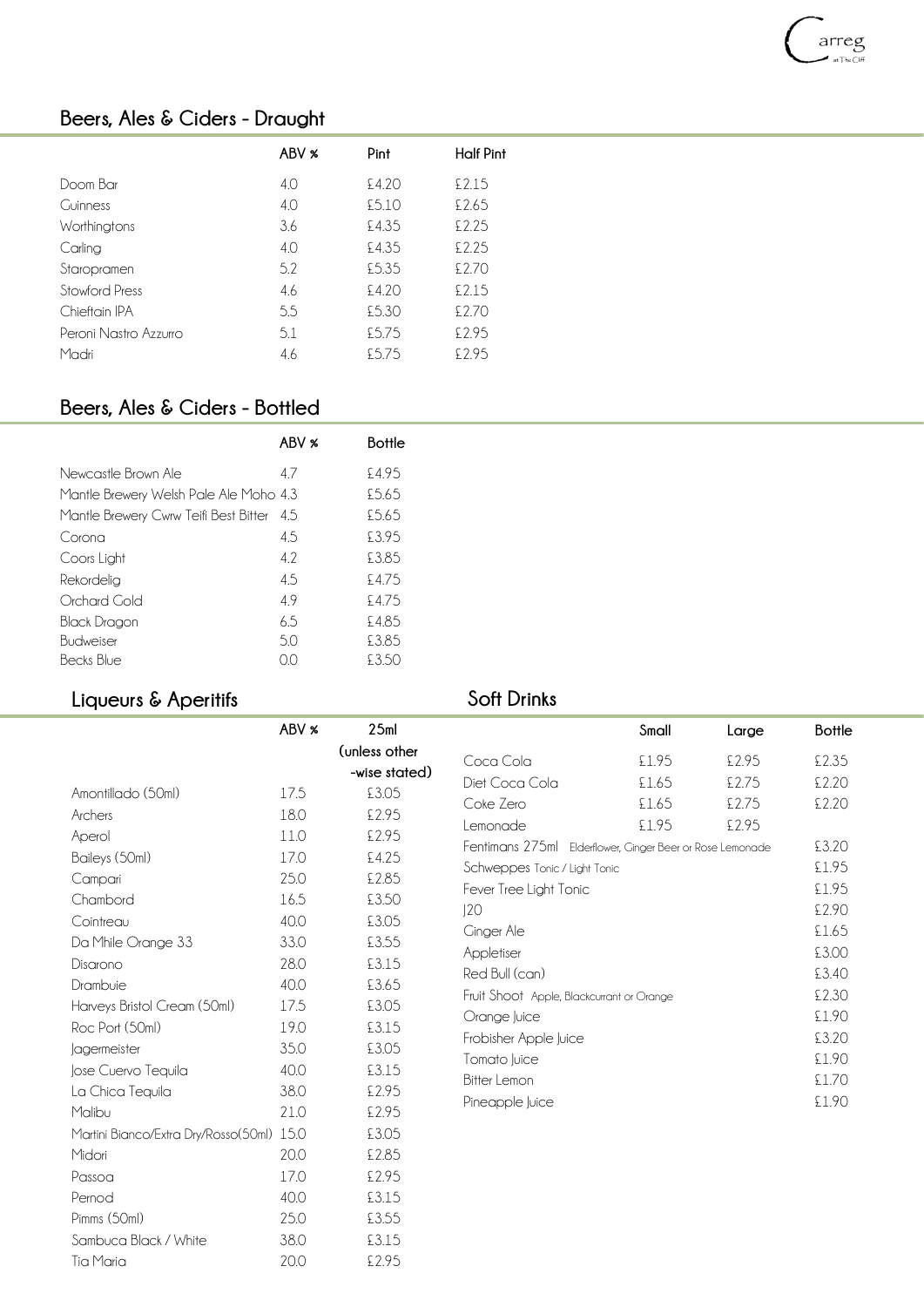## Beers, Ales & Ciders - Draught

| | ABV % | Pint | Half Pint |
|---|---|---|---|
| Doom Bar | 4.0 | £4.20 | £2.15 |
| Guinness | 4.0 | £5.10 | £2.65 |
| Worthingtons | 3.6 | £4.35 | £2.25 |
| Carling | 4.0 | £4.35 | £2.25 |
| Staropramen | 5.2 | £5.35 | £2.70 |
| Stowford Press | 4.6 | £4.20 | £2.15 |
| Chieftain IPA | 5.5 | £5.30 | £2.70 |
| Peroni Nastro Azzurro | 5.1 | £5.75 | £2.95 |
| Madri | 4.6 | £5.75 | £2.95 |

## Beers, Ales & Ciders - Bottled

| | ABV % | Bottle |
|---|---|---|
| Newcastle Brown Ale | 4.7 | £4.95 |
| Mantle Brewery Welsh Pale Ale Moho | 4.3 | £5.65 |
| Mantle Brewery Cwrw Teifi Best Bitter | 4.5 | £5.65 |
| Corona | 4.5 | £3.95 |
| Coors Light | 4.2 | £3.85 |
| Rekordelig | 4.5 | £4.75 |
| Orchard Gold | 4.9 | £4.75 |
| Black Dragon | 6.5 | £4.85 |
| Budweiser | 5.0 | £3.85 |
| Becks Blue | 0.0 | £3.50 |

## Liqueurs & Aperitifs

| | ABV % | 25ml (unless other -wise stated) |
|---|---|---|
| Amontillado (50ml) | 17.5 | £3.05 |
| Archers | 18.0 | £2.95 |
| Aperol | 11.0 | £2.95 |
| Baileys (50ml) | 17.0 | £4.25 |
| Campari | 25.0 | £2.85 |
| Chambord | 16.5 | £3.50 |
| Cointreau | 40.0 | £3.05 |
| Da Mhile Orange 33 | 33.0 | £3.55 |
| Disarono | 28.0 | £3.15 |
| Drambuie | 40.0 | £3.65 |
| Harveys Bristol Cream (50ml) | 17.5 | £3.05 |
| Roc Port (50ml) | 19.0 | £3.15 |
| Jagermeister | 35.0 | £3.05 |
| Jose Cuervo Tequila | 40.0 | £3.15 |
| La Chica Tequila | 38.0 | £2.95 |
| Malibu | 21.0 | £2.95 |
| Martini Bianco/Extra Dry/Rosso(50ml) | 15.0 | £3.05 |
| Midori | 20.0 | £2.85 |
| Passoa | 17.0 | £2.95 |
| Pernod | 40.0 | £3.15 |
| Pimms (50ml) | 25.0 | £3.55 |
| Sambuca Black / White | 38.0 | £3.15 |
| Tia Maria | 20.0 | £2.95 |

## Soft Drinks

| | Small | Large | Bottle |
|---|---|---|---|
| Coca Cola | £1.95 | £2.95 | £2.35 |
| Diet Coca Cola | £1.65 | £2.75 | £2.20 |
| Coke Zero | £1.65 | £2.75 | £2.20 |
| Lemonade | £1.95 | £2.95 | |
| Fentimans 275ml Elderflower, Ginger Beer or Rose Lemonade | | | £3.20 |
| Schweppes Tonic / Light Tonic | | | £1.95 |
| Fever Tree Light Tonic | | | £1.95 |
| J20 | | | £2.90 |
| Ginger Ale | | | £1.65 |
| Appletiser | | | £3.00 |
| Red Bull (can) | | | £3.40 |
| Fruit Shoot Apple, Blackcurrant or Orange | | | £2.30 |
| Orange Juice | | | £1.90 |
| Frobisher Apple Juice | | | £3.20 |
| Tomato Juice | | | £1.90 |
| Bitter Lemon | | | £1.70 |
| Pineapple Juice | | | £1.90 |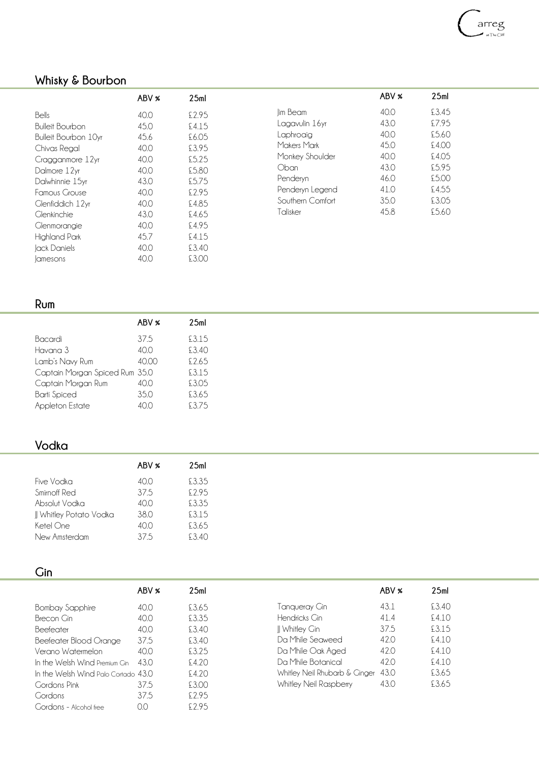## Whisky & Bourbon

| | ABV % | 25ml |
|---|---|---|
| Bells | 40.0 | £2.95 |
| Bulleit Bourbon | 45.0 | £4.15 |
| Bulleit Bourbon 10yr | 45.6 | £6.05 |
| Chivas Regal | 40.0 | £3.95 |
| Cragganmore 12yr | 40.0 | £5.25 |
| Dalmore 12yr | 40.0 | £5.80 |
| Dalwhinnie 15yr | 43.0 | £5.75 |
| Famous Grouse | 40.0 | £2.95 |
| Glenfiddich 12yr | 40.0 | £4.85 |
| Glenkinchie | 43.0 | £4.65 |
| Glenmorangie | 40.0 | £4.95 |
| Highland Park | 45.7 | £4.15 |
| Jack Daniels | 40.0 | £3.40 |
| Jamesons | 40.0 | £3.00 |
| Jim Beam | 40.0 | £3.45 |
| Lagavulin 16yr | 43.0 | £7.95 |
| Laphroaig | 40.0 | £5.60 |
| Makers Mark | 45.0 | £4.00 |
| Monkey Shoulder | 40.0 | £4.05 |
| Oban | 43.0 | £5.95 |
| Penderyn | 46.0 | £5.00 |
| Penderyn Legend | 41.0 | £4.55 |
| Southern Comfort | 35.0 | £3.05 |
| Talisker | 45.8 | £5.60 |

## Rum

| | ABV % | 25ml |
|---|---|---|
| Bacardi | 37.5 | £3.15 |
| Havana 3 | 40.0 | £3.40 |
| Lamb's Navy Rum | 40.00 | £2.65 |
| Captain Morgan Spiced Rum | 35.0 | £3.15 |
| Captain Morgan Rum | 40.0 | £3.05 |
| Barti Spiced | 35.0 | £3.65 |
| Appleton Estate | 40.0 | £3.75 |

## Vodka

| | ABV % | 25ml |
|---|---|---|
| Five Vodka | 40.0 | £3.35 |
| Smirnoff Red | 37.5 | £2.95 |
| Absolut Vodka | 40.0 | £3.35 |
| JJ Whitley Potato Vodka | 38.0 | £3.15 |
| Ketel One | 40.0 | £3.65 |
| New Amsterdam | 37.5 | £3.40 |

## Gin

| | ABV % | 25ml |
|---|---|---|
| Bombay Sapphire | 40.0 | £3.65 |
| Brecon Gin | 40.0 | £3.35 |
| Beefeater | 40.0 | £3.40 |
| Beefeater Blood Orange | 37.5 | £3.40 |
| Verano Watermelon | 40.0 | £3.25 |
| In the Welsh Wind Premium Gin | 43.0 | £4.20 |
| In the Welsh Wind Palo Cortado | 43.0 | £4.20 |
| Gordons Pink | 37.5 | £3.00 |
| Gordons | 37.5 | £2.95 |
| Gordons - Alcohol free | 0.0 | £2.95 |
| Tanqueray Gin | 43.1 | £3.40 |
| Hendricks Gin | 41.4 | £4.10 |
| JJ Whitley Gin | 37.5 | £3.15 |
| Da Mhile Seaweed | 42.0 | £4.10 |
| Da Mhile Oak Aged | 42.0 | £4.10 |
| Da Mhile Botanical | 42.0 | £4.10 |
| Whitley Neil Rhubarb & Ginger | 43.0 | £3.65 |
| Whitley Neil Raspberry | 43.0 | £3.65 |